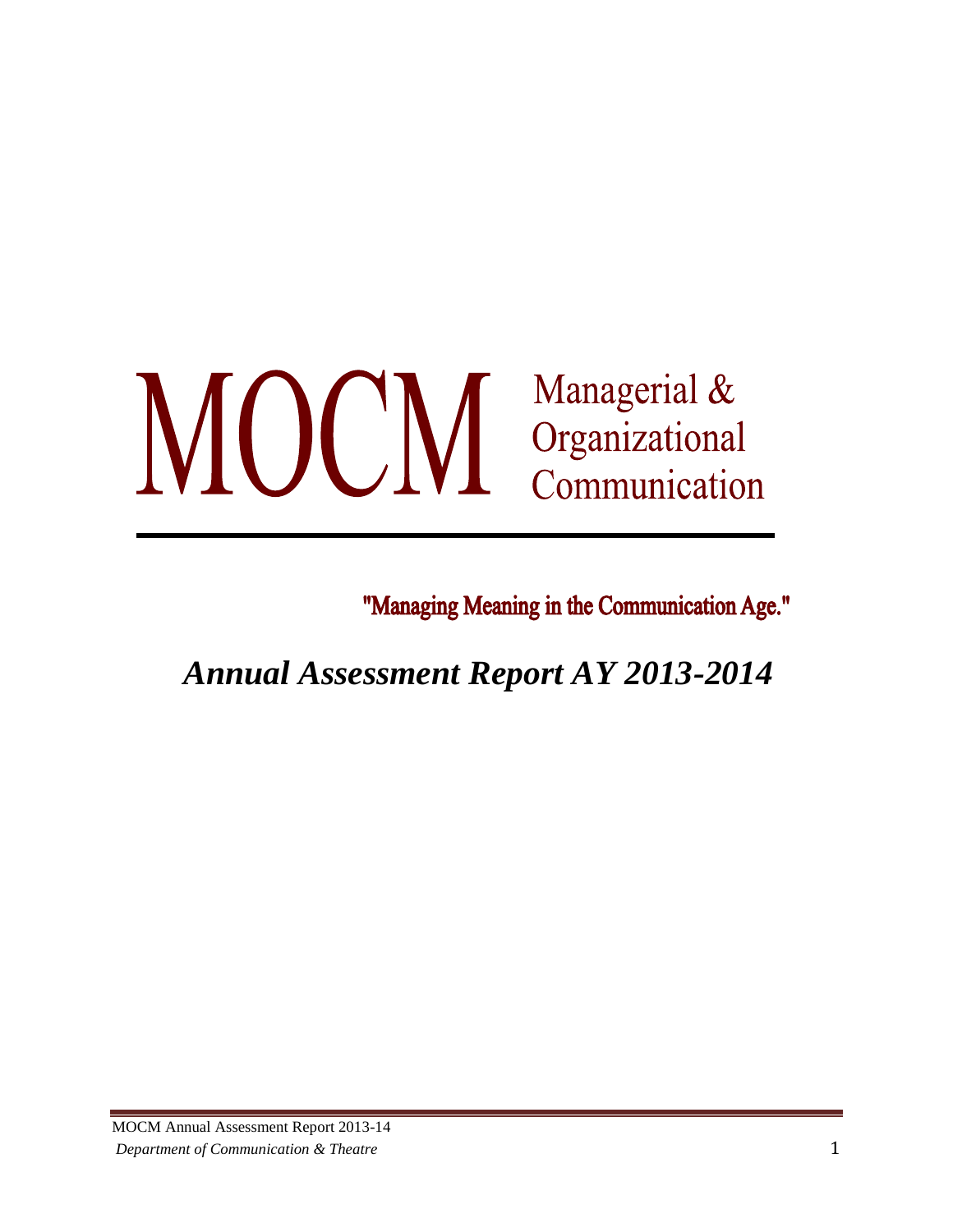# MOCM Managerial & Organizational Communication

"Managing Meaning in the Communication Age."

## *Annual Assessment Report AY 2013-2014*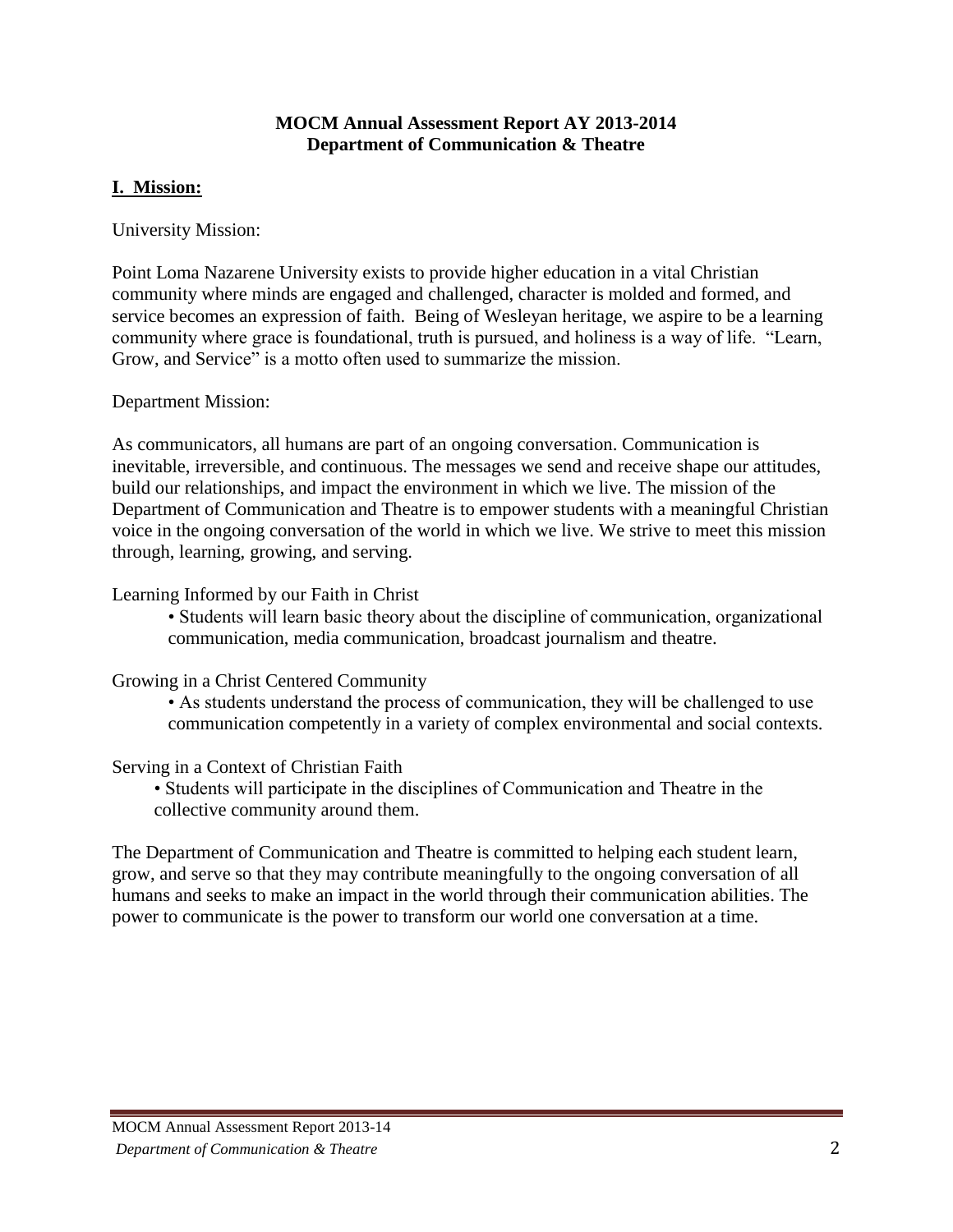**MOCM Annual Assessment Report AY 2013-2014**
**Department of Communication & Theatre**

## I. Mission:

University Mission:

Point Loma Nazarene University exists to provide higher education in a vital Christian community where minds are engaged and challenged, character is molded and formed, and service becomes an expression of faith. Being of Wesleyan heritage, we aspire to be a learning community where grace is foundational, truth is pursued, and holiness is a way of life. "Learn, Grow, and Service" is a motto often used to summarize the mission.

Department Mission:

As communicators, all humans are part of an ongoing conversation. Communication is inevitable, irreversible, and continuous. The messages we send and receive shape our attitudes, build our relationships, and impact the environment in which we live. The mission of the Department of Communication and Theatre is to empower students with a meaningful Christian voice in the ongoing conversation of the world in which we live. We strive to meet this mission through, learning, growing, and serving.

Learning Informed by our Faith in Christ

- Students will learn basic theory about the discipline of communication, organizational communication, media communication, broadcast journalism and theatre.

Growing in a Christ Centered Community

- As students understand the process of communication, they will be challenged to use communication competently in a variety of complex environmental and social contexts.

Serving in a Context of Christian Faith

- Students will participate in the disciplines of Communication and Theatre in the collective community around them.

The Department of Communication and Theatre is committed to helping each student learn, grow, and serve so that they may contribute meaningfully to the ongoing conversation of all humans and seeks to make an impact in the world through their communication abilities. The power to communicate is the power to transform our world one conversation at a time.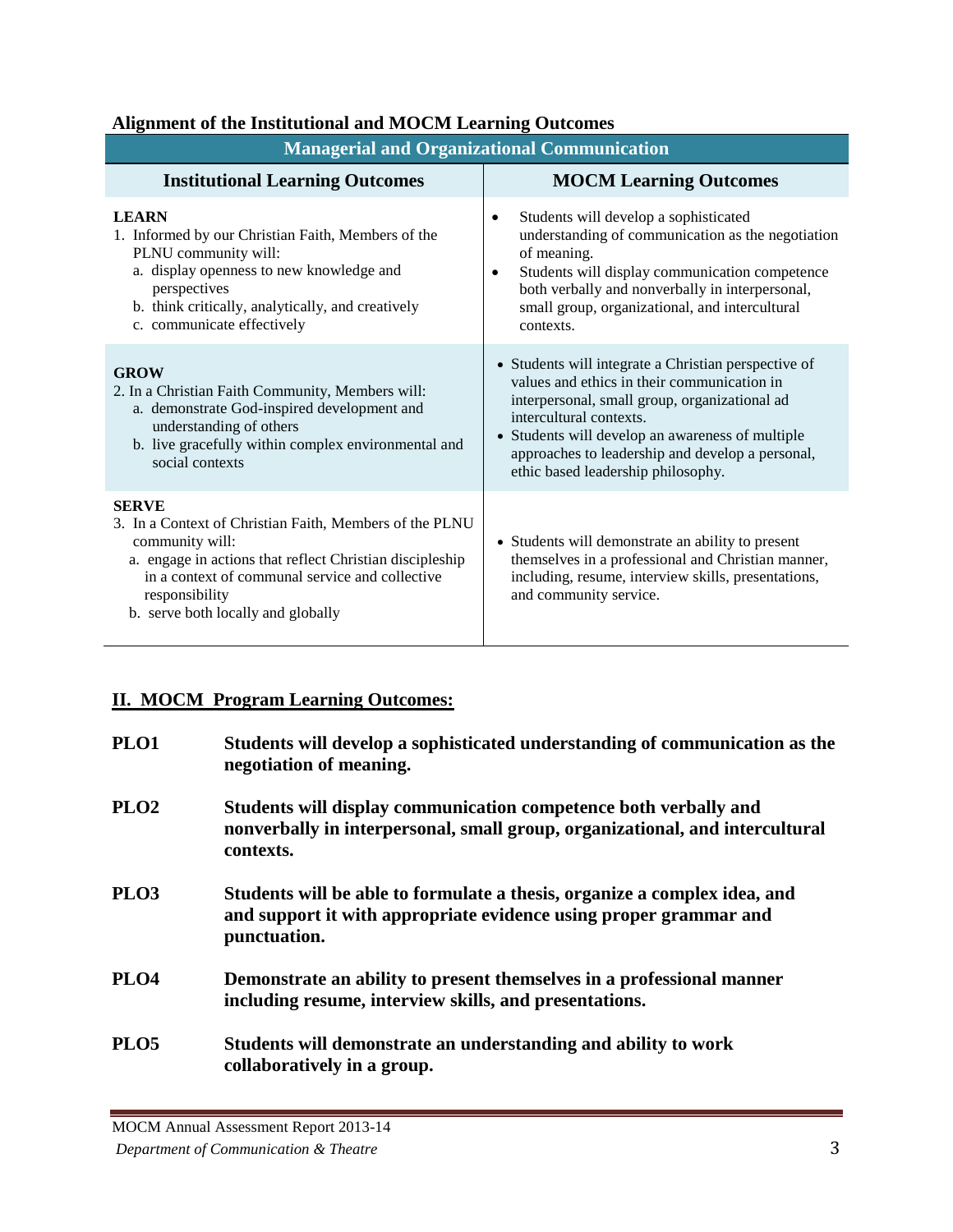## Alignment of the Institutional and MOCM Learning Outcomes

| Managerial and Organizational Communication | |
|---|---|
| **Institutional Learning Outcomes** | **MOCM Learning Outcomes** |
| **LEARN**<br>1. Informed by our Christian Faith, Members of the PLNU community will:<br>a. display openness to new knowledge and perspectives<br>b. think critically, analytically, and creatively<br>c. communicate effectively | • Students will develop a sophisticated understanding of communication as the negotiation of meaning.<br>• Students will display communication competence both verbally and nonverbally in interpersonal, small group, organizational, and intercultural contexts. |
| **GROW**<br>2. In a Christian Faith Community, Members will:<br>a. demonstrate God-inspired development and understanding of others<br>b. live gracefully within complex environmental and social contexts | • Students will integrate a Christian perspective of values and ethics in their communication in interpersonal, small group, organizational ad intercultural contexts.<br>• Students will develop an awareness of multiple approaches to leadership and develop a personal, ethic based leadership philosophy. |
| **SERVE**<br>3. In a Context of Christian Faith, Members of the PLNU community will:<br>a. engage in actions that reflect Christian discipleship in a context of communal service and collective responsibility<br>b. serve both locally and globally | • Students will demonstrate an ability to present themselves in a professional and Christian manner, including, resume, interview skills, presentations, and community service. |

## II. MOCM Program Learning Outcomes:

**PLO1** **Students will develop a sophisticated understanding of communication as the negotiation of meaning.**

**PLO2** **Students will display communication competence both verbally and nonverbally in interpersonal, small group, organizational, and intercultural contexts.**

**PLO3** **Students will be able to formulate a thesis, organize a complex idea, and and support it with appropriate evidence using proper grammar and punctuation.**

**PLO4** **Demonstrate an ability to present themselves in a professional manner including resume, interview skills, and presentations.**

**PLO5** **Students will demonstrate an understanding and ability to work collaboratively in a group.**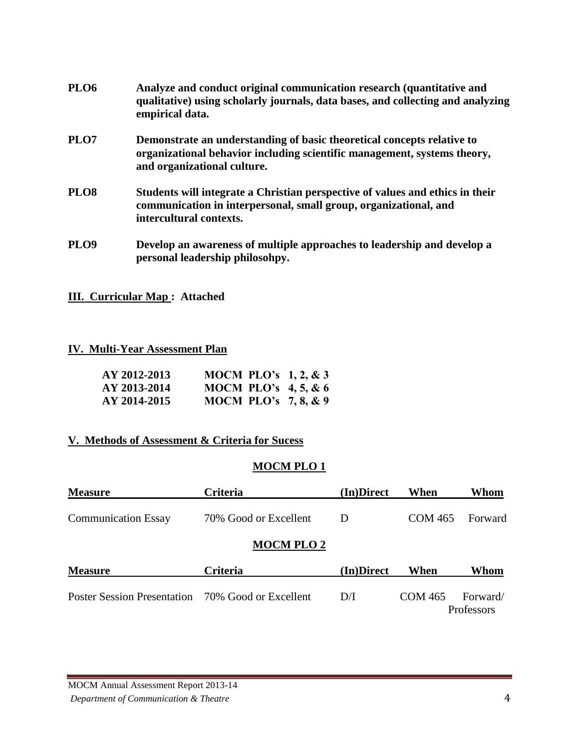**PLO6** **Analyze and conduct original communication research (quantitative and qualitative) using scholarly journals, data bases, and collecting and analyzing empirical data.**

**PLO7** **Demonstrate an understanding of basic theoretical concepts relative to organizational behavior including scientific management, systems theory, and organizational culture.**

**PLO8** **Students will integrate a Christian perspective of values and ethics in their communication in interpersonal, small group, organizational, and intercultural contexts.**

**PLO9** **Develop an awareness of multiple approaches to leadership and develop a personal leadership philosohpy.**

## III. Curricular Map : Attached

## IV. Multi-Year Assessment Plan

| | |
|---|---|
| **AY 2012-2013** | **MOCM PLO's 1, 2, & 3** |
| **AY 2013-2014** | **MOCM PLO's 4, 5, & 6** |
| **AY 2014-2015** | **MOCM PLO's 7, 8, & 9** |

## V. Methods of Assessment & Criteria for Sucess

### MOCM PLO 1

| Measure | Criteria | (In)Direct | When | Whom |
|---|---|---|---|---|
| Communication Essay | 70% Good or Excellent | D | COM 465 | Forward |

### MOCM PLO 2

| Measure | Criteria | (In)Direct | When | Whom |
|---|---|---|---|---|
| Poster Session Presentation | 70% Good or Excellent | D/I | COM 465 | Forward/ Professors |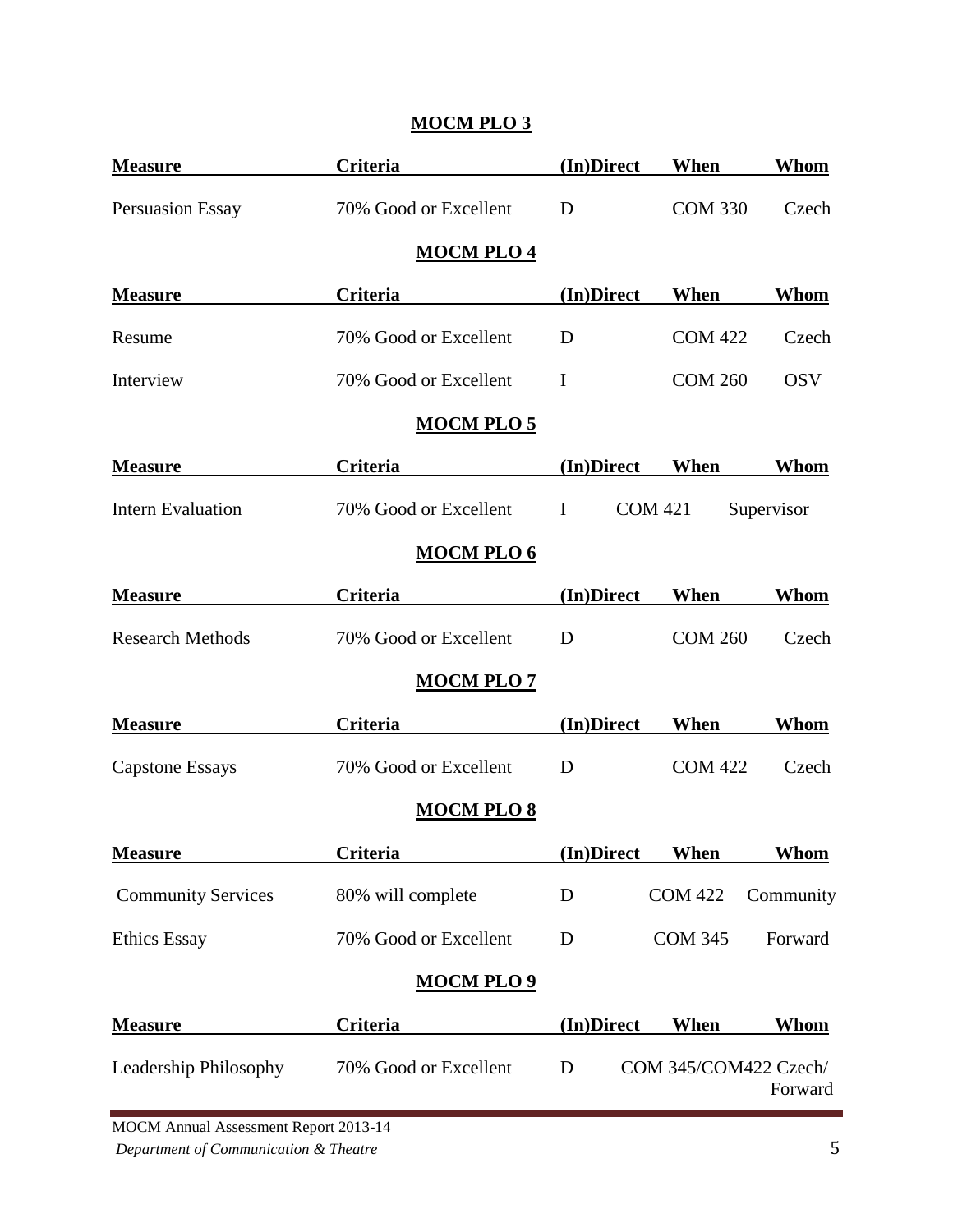**MOCM PLO 3**

| Measure | Criteria | (In)Direct | When | Whom |
| --- | --- | --- | --- | --- |
| Persuasion Essay | 70% Good or Excellent | D | COM 330 | Czech |

**MOCM PLO 4**

| Measure | Criteria | (In)Direct | When | Whom |
| --- | --- | --- | --- | --- |
| Resume | 70% Good or Excellent | D | COM 422 | Czech |
| Interview | 70% Good or Excellent | I | COM 260 | OSV |

**MOCM PLO 5**

| Measure | Criteria | (In)Direct | When | Whom |
| --- | --- | --- | --- | --- |
| Intern Evaluation | 70% Good or Excellent | I | COM 421 | Supervisor |

**MOCM PLO 6**

| Measure | Criteria | (In)Direct | When | Whom |
| --- | --- | --- | --- | --- |
| Research Methods | 70% Good or Excellent | D | COM 260 | Czech |

**MOCM PLO 7**

| Measure | Criteria | (In)Direct | When | Whom |
| --- | --- | --- | --- | --- |
| Capstone Essays | 70% Good or Excellent | D | COM 422 | Czech |

**MOCM PLO 8**

| Measure | Criteria | (In)Direct | When | Whom |
| --- | --- | --- | --- | --- |
| Community Services | 80% will complete | D | COM 422 | Community |
| Ethics Essay | 70% Good or Excellent | D | COM 345 | Forward |

**MOCM PLO 9**

| Measure | Criteria | (In)Direct | When | Whom |
| --- | --- | --- | --- | --- |
| Leadership Philosophy | 70% Good or Excellent | D | COM 345/COM422 | Czech/ Forward |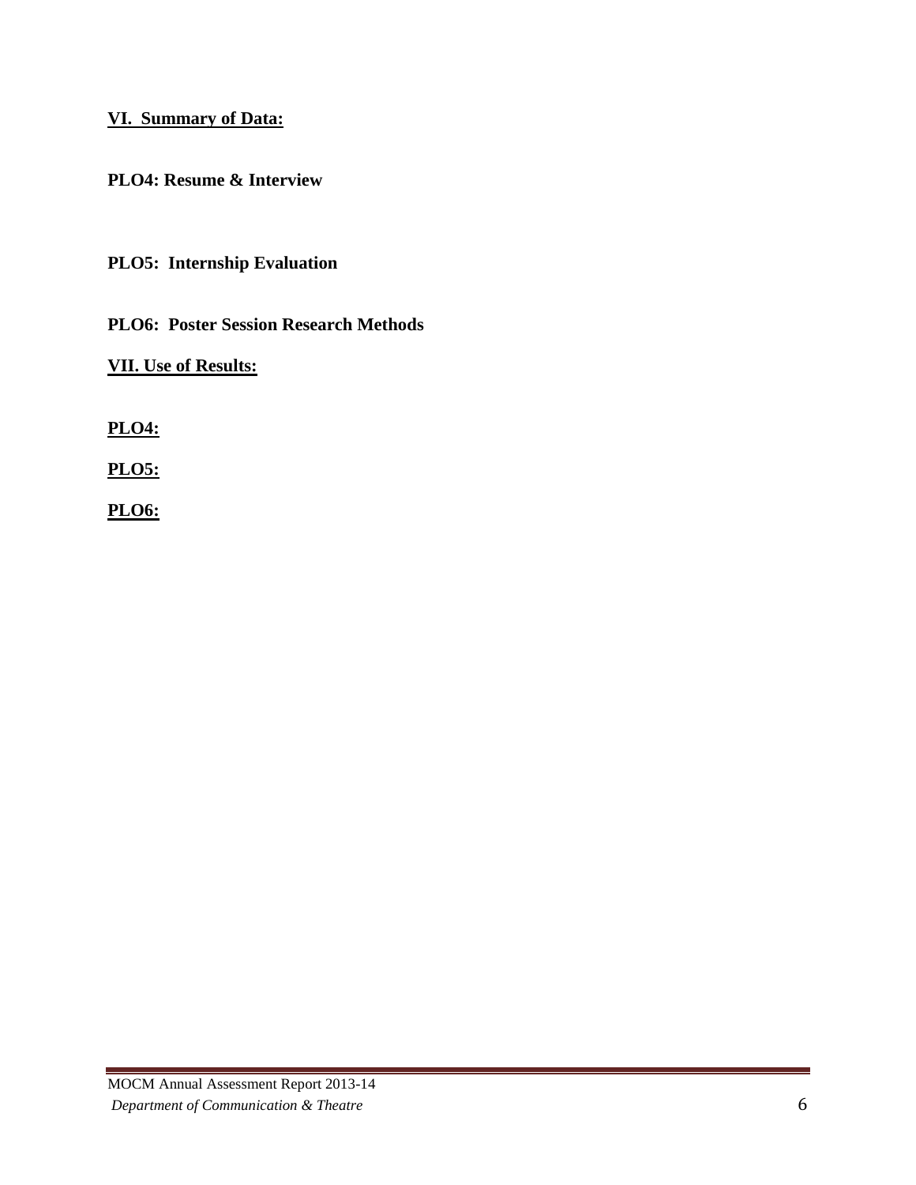## VI. Summary of Data:

**PLO4: Resume & Interview**

**PLO5: Internship Evaluation**

**PLO6: Poster Session Research Methods**

## VII. Use of Results:

**PLO4:**

**PLO5:**

**PLO6:**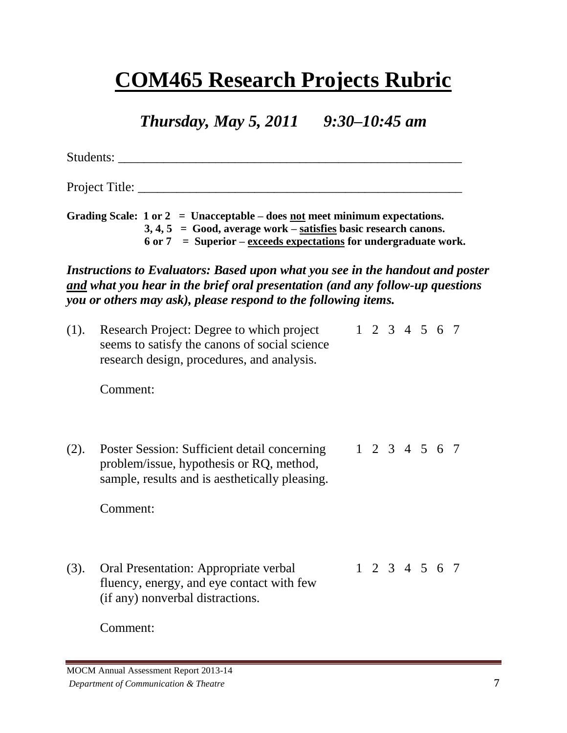# COM465 Research Projects Rubric

***Thursday, May 5, 2011 9:30–10:45 am***

Students: ______________________________________________________

Project Title: ___________________________________________________

**Grading Scale: 1 or 2 = Unacceptable – does not meet minimum expectations.**
**3, 4, 5 = Good, average work – satisfies basic research canons.**
**6 or 7 = Superior – exceeds expectations for undergraduate work.**

***Instructions to Evaluators: Based upon what you see in the handout and poster and what you hear in the brief oral presentation (and any follow-up questions you or others may ask), please respond to the following items.***

(1). Research Project: Degree to which project seems to satisfy the canons of social science research design, procedures, and analysis. 1 2 3 4 5 6 7

Comment:

(2). Poster Session: Sufficient detail concerning problem/issue, hypothesis or RQ, method, sample, results and is aesthetically pleasing. 1 2 3 4 5 6 7

Comment:

(3). Oral Presentation: Appropriate verbal fluency, energy, and eye contact with few (if any) nonverbal distractions. 1 2 3 4 5 6 7

Comment: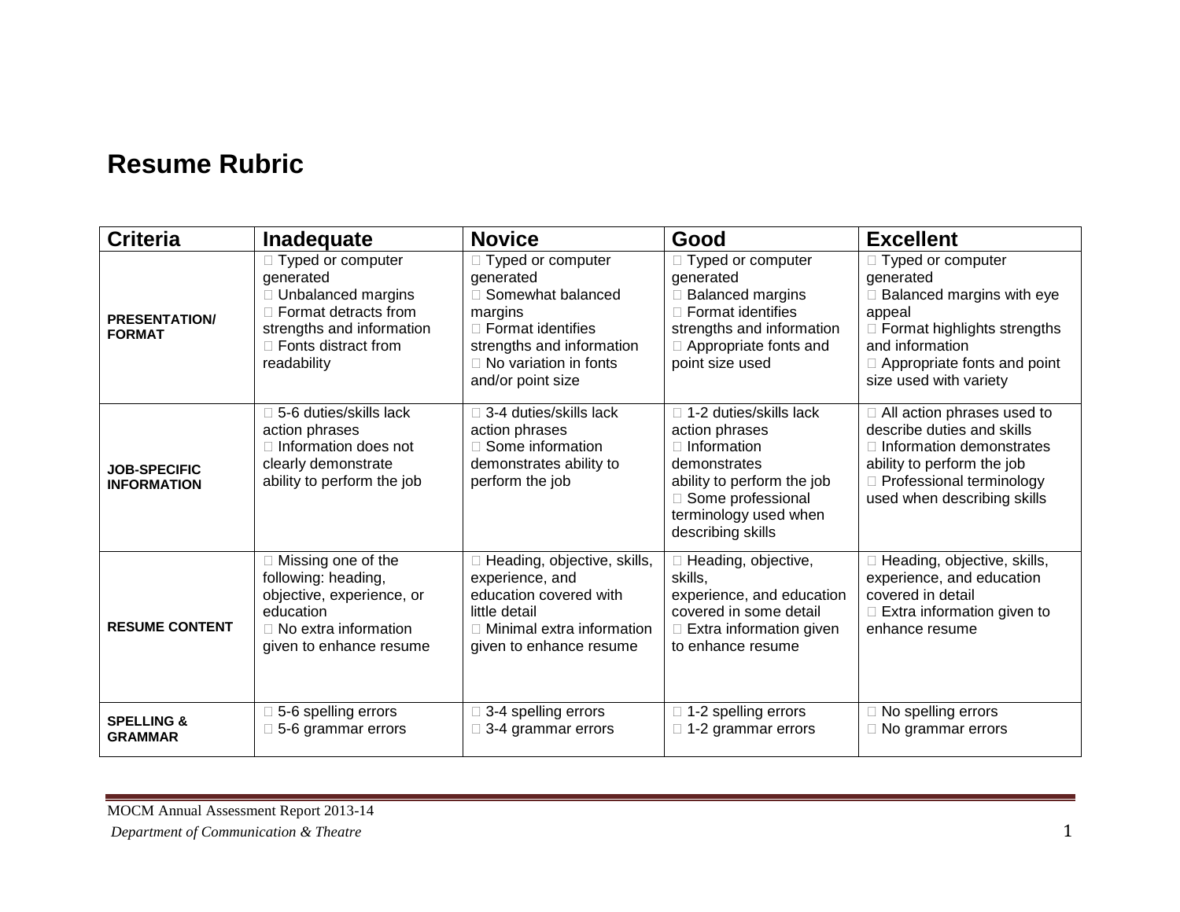# Resume Rubric

| Criteria | Inadequate | Novice | Good | Excellent |
|---|---|---|---|---|
| **PRESENTATION/ FORMAT** | □ Typed or computer generated<br>□ Unbalanced margins<br>□ Format detracts from strengths and information<br>□ Fonts distract from readability | □ Typed or computer generated<br>□ Somewhat balanced margins<br>□ Format identifies strengths and information<br>□ No variation in fonts and/or point size | □ Typed or computer generated<br>□ Balanced margins<br>□ Format identifies strengths and information<br>□ Appropriate fonts and point size used | □ Typed or computer generated<br>□ Balanced margins with eye appeal<br>□ Format highlights strengths and information<br>□ Appropriate fonts and point size used with variety |
| **JOB-SPECIFIC INFORMATION** | □ 5-6 duties/skills lack action phrases<br>□ Information does not clearly demonstrate ability to perform the job | □ 3-4 duties/skills lack action phrases<br>□ Some information demonstrates ability to perform the job | □ 1-2 duties/skills lack action phrases<br>□ Information demonstrates ability to perform the job<br>□ Some professional terminology used when describing skills | □ All action phrases used to describe duties and skills<br>□ Information demonstrates ability to perform the job<br>□ Professional terminology used when describing skills |
| **RESUME CONTENT** | □ Missing one of the following: heading, objective, experience, or education<br>□ No extra information given to enhance resume | □ Heading, objective, skills, experience, and education covered with little detail<br>□ Minimal extra information given to enhance resume | □ Heading, objective, skills, experience, and education covered in some detail<br>□ Extra information given to enhance resume | □ Heading, objective, skills, experience, and education covered in detail<br>□ Extra information given to enhance resume |
| **SPELLING & GRAMMAR** | □ 5-6 spelling errors<br>□ 5-6 grammar errors | □ 3-4 spelling errors<br>□ 3-4 grammar errors | □ 1-2 spelling errors<br>□ 1-2 grammar errors | □ No spelling errors<br>□ No grammar errors |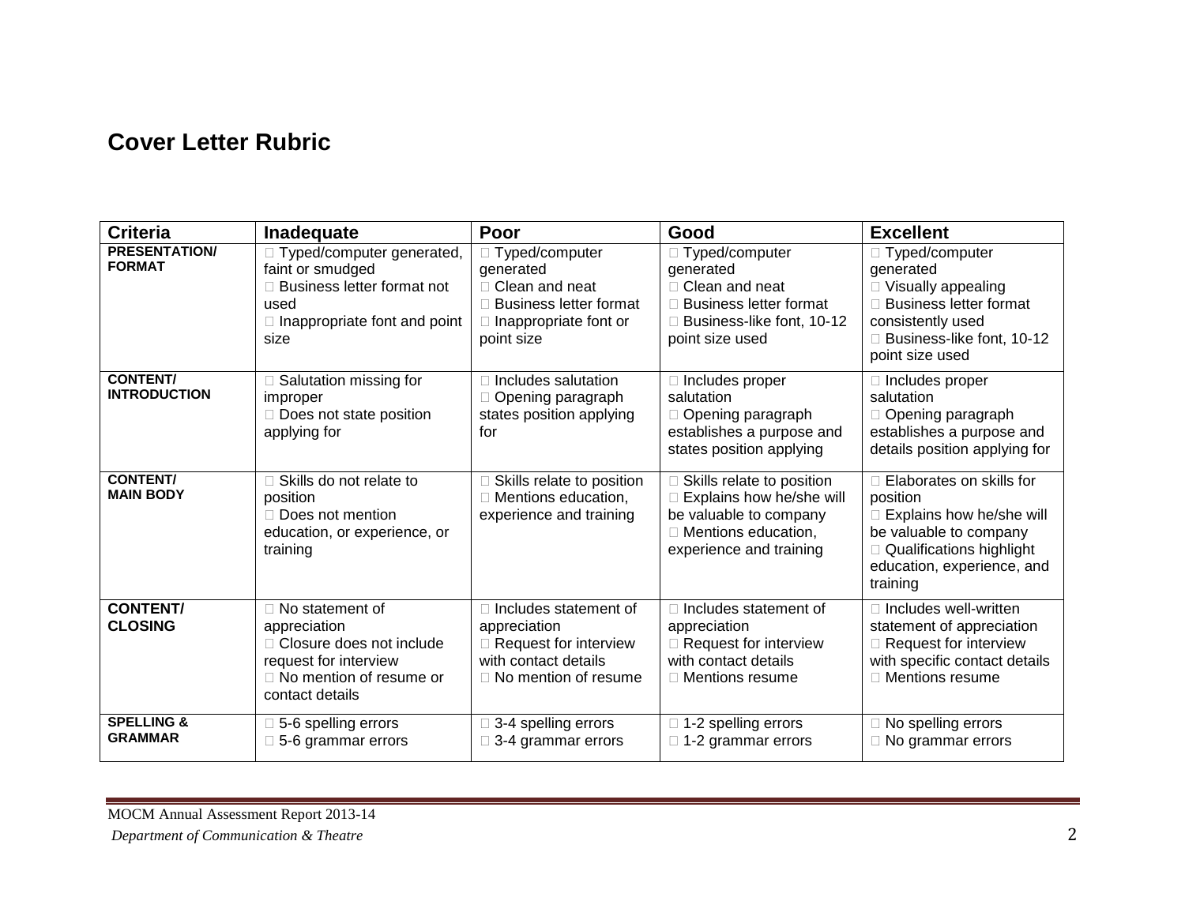## Cover Letter Rubric

| Criteria | Inadequate | Poor | Good | Excellent |
|---|---|---|---|---|
| **PRESENTATION/ FORMAT** | □ Typed/computer generated, faint or smudged<br>□ Business letter format not used<br>□ Inappropriate font and point size | □ Typed/computer generated<br>□ Clean and neat<br>□ Business letter format<br>□ Inappropriate font or point size | □ Typed/computer generated<br>□ Clean and neat<br>□ Business letter format<br>□ Business-like font, 10-12 point size used | □ Typed/computer generated<br>□ Visually appealing<br>□ Business letter format consistently used<br>□ Business-like font, 10-12 point size used |
| **CONTENT/ INTRODUCTION** | □ Salutation missing for improper<br>□ Does not state position applying for | □ Includes salutation<br>□ Opening paragraph states position applying for | □ Includes proper salutation<br>□ Opening paragraph establishes a purpose and states position applying | □ Includes proper salutation<br>□ Opening paragraph establishes a purpose and details position applying for |
| **CONTENT/ MAIN BODY** | □ Skills do not relate to position<br>□ Does not mention education, or experience, or training | □ Skills relate to position<br>□ Mentions education, experience and training | □ Skills relate to position<br>□ Explains how he/she will be valuable to company<br>□ Mentions education, experience and training | □ Elaborates on skills for position<br>□ Explains how he/she will be valuable to company<br>□ Qualifications highlight education, experience, and training |
| **CONTENT/ CLOSING** | □ No statement of appreciation<br>□ Closure does not include request for interview<br>□ No mention of resume or contact details | □ Includes statement of appreciation<br>□ Request for interview with contact details<br>□ No mention of resume | □ Includes statement of appreciation<br>□ Request for interview with contact details<br>□ Mentions resume | □ Includes well-written statement of appreciation<br>□ Request for interview with specific contact details<br>□ Mentions resume |
| **SPELLING & GRAMMAR** | □ 5-6 spelling errors<br>□ 5-6 grammar errors | □ 3-4 spelling errors<br>□ 3-4 grammar errors | □ 1-2 spelling errors<br>□ 1-2 grammar errors | □ No spelling errors<br>□ No grammar errors |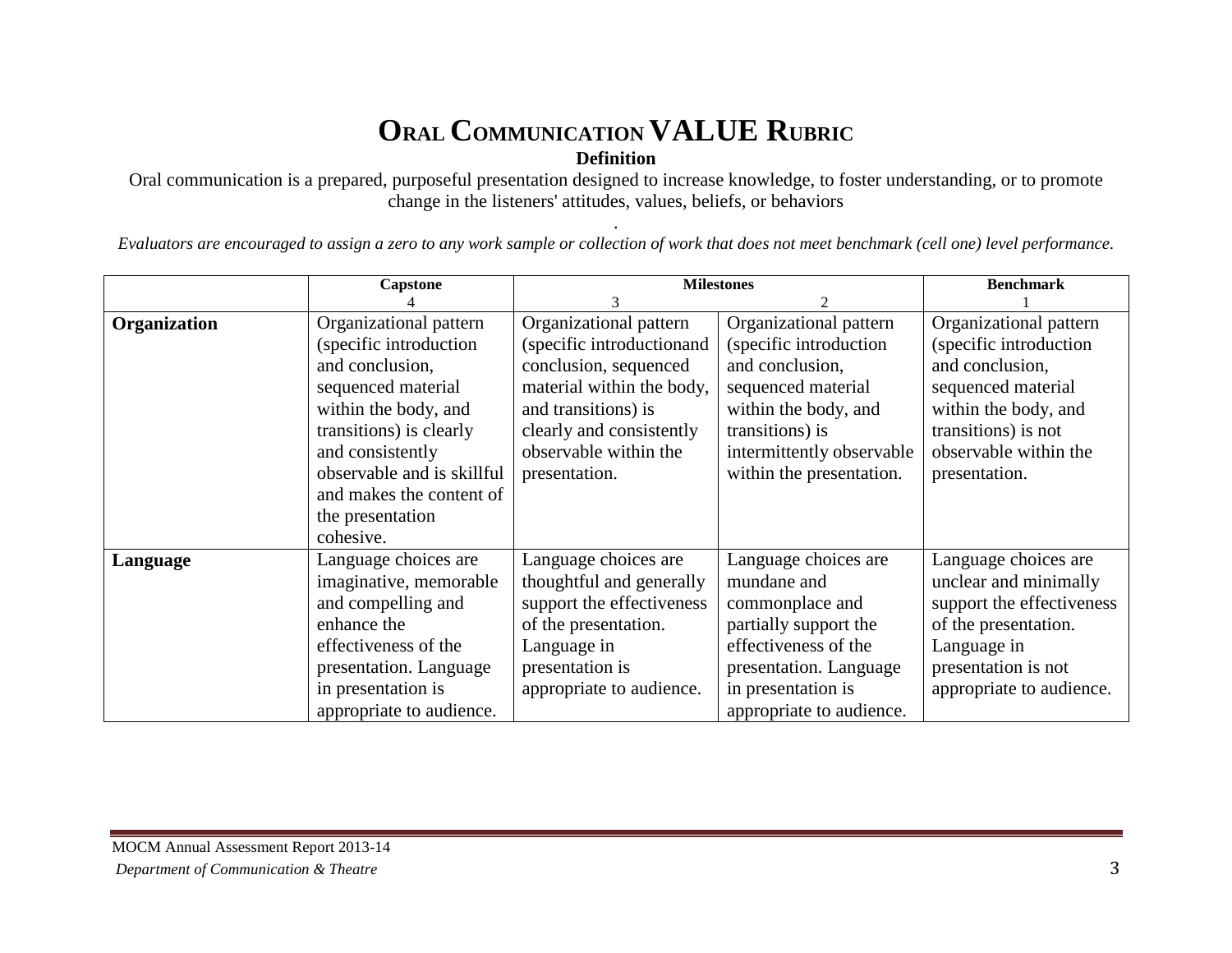# ORAL COMMUNICATION VALUE RUBRIC

**Definition**

Oral communication is a prepared, purposeful presentation designed to increase knowledge, to foster understanding, or to promote change in the listeners' attitudes, values, beliefs, or behaviors

.

*Evaluators are encouraged to assign a zero to any work sample or collection of work that does not meet benchmark (cell one) level performance.*

| | **Capstone** 4 | **Milestones** 3 | 2 | **Benchmark** 1 |
|---|---|---|---|---|
| **Organization** | Organizational pattern (specific introduction and conclusion, sequenced material within the body, and transitions) is clearly and consistently observable and is skillful and makes the content of the presentation cohesive. | Organizational pattern (specific introductionand conclusion, sequenced material within the body, and transitions) is clearly and consistently observable within the presentation. | Organizational pattern (specific introduction and conclusion, sequenced material within the body, and transitions) is intermittently observable within the presentation. | Organizational pattern (specific introduction and conclusion, sequenced material within the body, and transitions) is not observable within the presentation. |
| **Language** | Language choices are imaginative, memorable and compelling and enhance the effectiveness of the presentation. Language in presentation is appropriate to audience. | Language choices are thoughtful and generally support the effectiveness of the presentation. Language in presentation is appropriate to audience. | Language choices are mundane and commonplace and partially support the effectiveness of the presentation. Language in presentation is appropriate to audience. | Language choices are unclear and minimally support the effectiveness of the presentation. Language in presentation is not appropriate to audience. |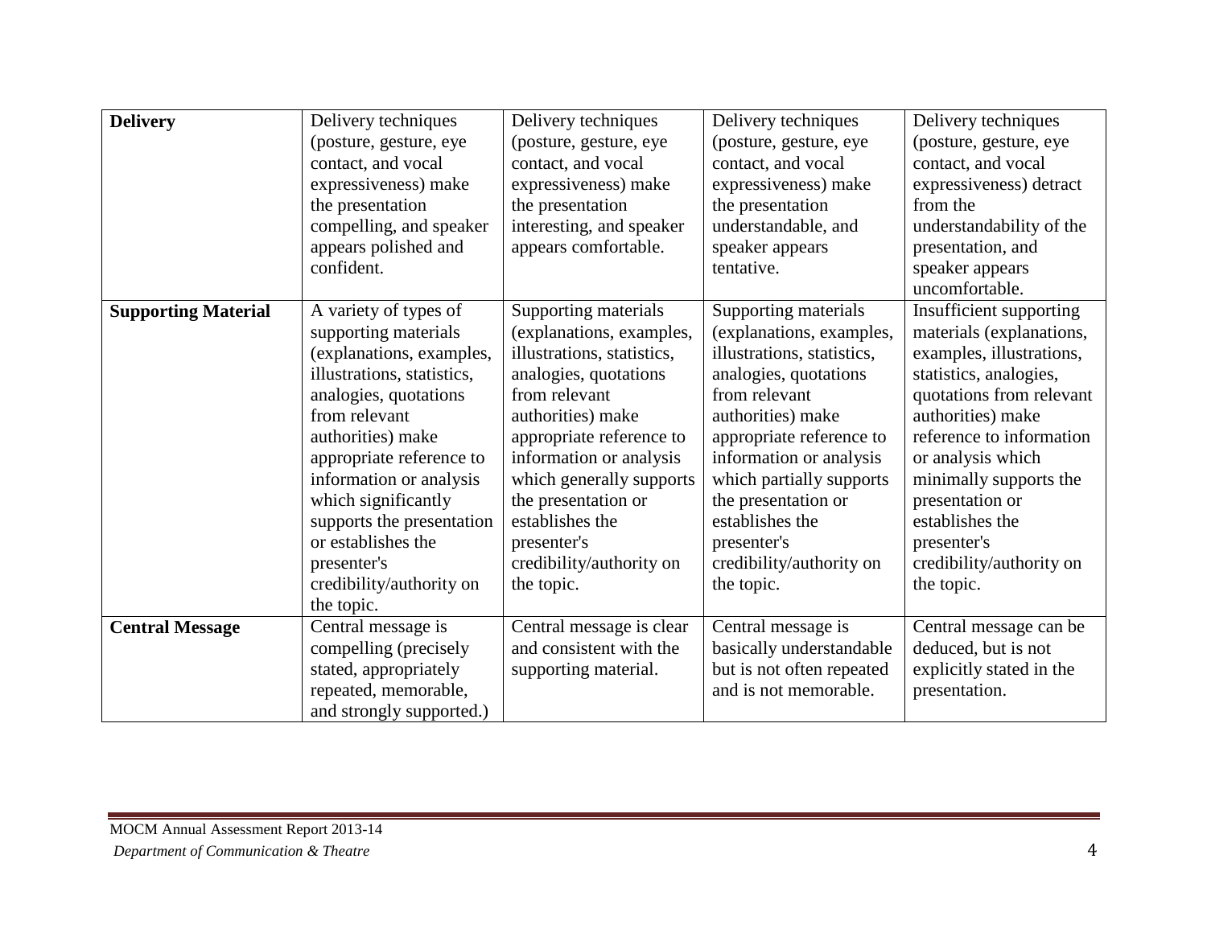| | | | | |
|---|---|---|---|---|
| **Delivery** | Delivery techniques (posture, gesture, eye contact, and vocal expressiveness) make the presentation compelling, and speaker appears polished and confident. | Delivery techniques (posture, gesture, eye contact, and vocal expressiveness) make the presentation interesting, and speaker appears comfortable. | Delivery techniques (posture, gesture, eye contact, and vocal expressiveness) make the presentation understandable, and speaker appears tentative. | Delivery techniques (posture, gesture, eye contact, and vocal expressiveness) detract from the understandability of the presentation, and speaker appears uncomfortable. |
| **Supporting Material** | A variety of types of supporting materials (explanations, examples, illustrations, statistics, analogies, quotations from relevant authorities) make appropriate reference to information or analysis which significantly supports the presentation or establishes the presenter's credibility/authority on the topic. | Supporting materials (explanations, examples, illustrations, statistics, analogies, quotations from relevant authorities) make appropriate reference to information or analysis which generally supports the presentation or establishes the presenter's credibility/authority on the topic. | Supporting materials (explanations, examples, illustrations, statistics, analogies, quotations from relevant authorities) make appropriate reference to information or analysis which partially supports the presentation or establishes the presenter's credibility/authority on the topic. | Insufficient supporting materials (explanations, examples, illustrations, statistics, analogies, quotations from relevant authorities) make reference to information or analysis which minimally supports the presentation or establishes the presenter's credibility/authority on the topic. |
| **Central Message** | Central message is compelling (precisely stated, appropriately repeated, memorable, and strongly supported.) | Central message is clear and consistent with the supporting material. | Central message is basically understandable but is not often repeated and is not memorable. | Central message can be deduced, but is not explicitly stated in the presentation. |